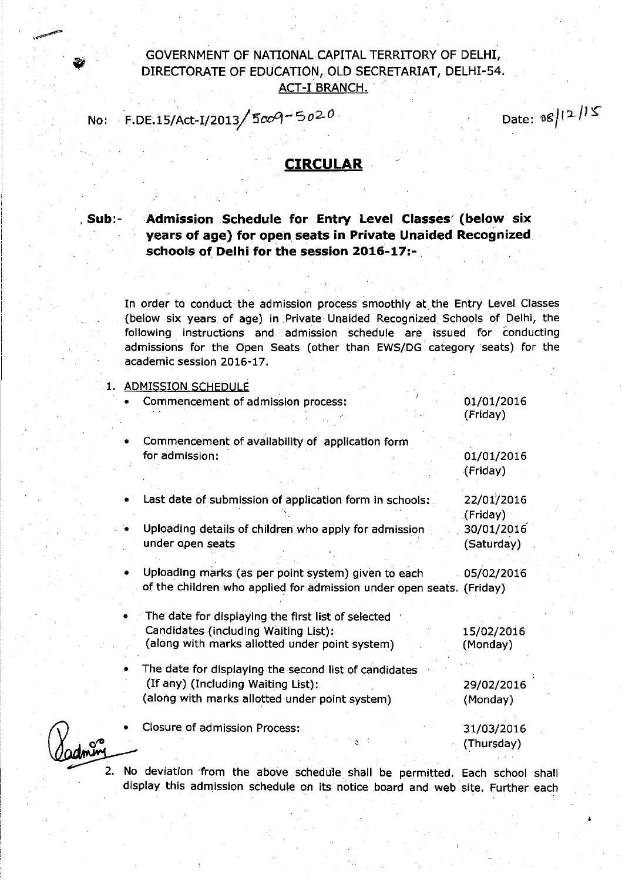GOVERNMENT OF NATIONAL CAPITAL TERRITORY OF DELHI,
DIRECTORATE OF EDUCATION, OLD SECRETARIAT, DELHI-54.
ACT-I BRANCH.

No: F.DE.15/Act-I/2013/5009-5020

Date: 08/12/15

## CIRCULAR

**Sub:- Admission Schedule for Entry Level Classes (below six years of age) for open seats in Private Unaided Recognized schools of Delhi for the session 2016-17:-**

In order to conduct the admission process smoothly at the Entry Level Classes (below six years of age) in Private Unaided Recognized Schools of Delhi, the following instructions and admission schedule are issued for conducting admissions for the Open Seats (other than EWS/DG category seats) for the academic session 2016-17.

1. ADMISSION SCHEDULE

| | |
|---|---|
| • Commencement of admission process: | 01/01/2016 (Friday) |
| • Commencement of availability of application form for admission: | 01/01/2016 (Friday) |
| • Last date of submission of application form in schools: | 22/01/2016 (Friday) |
| • Uploading details of children who apply for admission under open seats | 30/01/2016 (Saturday) |
| • Uploading marks (as per point system) given to each of the children who applied for admission under open seats. | 05/02/2016 (Friday) |
| • The date for displaying the first list of selected Candidates (including Waiting List): (along with marks allotted under point system) | 15/02/2016 (Monday) |
| • The date for displaying the second list of candidates (If any) (Including Waiting List): (along with marks allotted under point system) | 29/02/2016 (Monday) |
| • Closure of admission Process: | 31/03/2016 (Thursday) |

2. No deviation from the above schedule shall be permitted. Each school shall display this admission schedule on its notice board and web site. Further each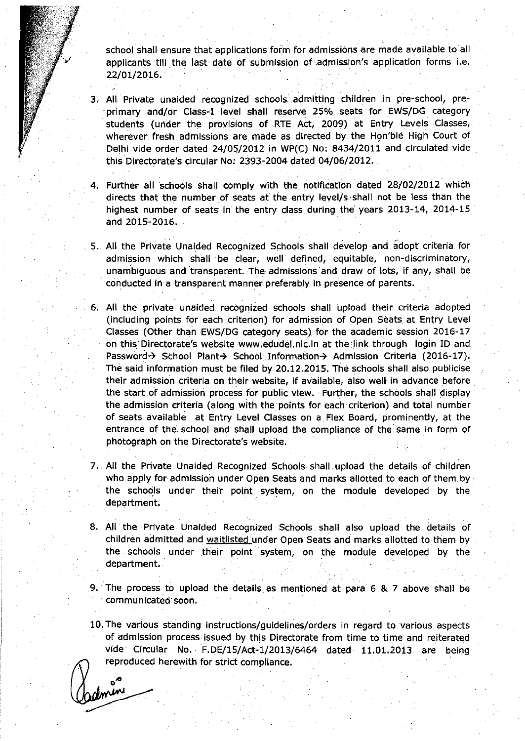school shall ensure that applications form for admissions are made available to all applicants till the last date of submission of admission's application forms i.e. 22/01/2016.

3. All Private unaided recognized schools admitting children in pre-school, pre-primary and/or Class-I level shall reserve 25% seats for EWS/DG category students (under the provisions of RTE Act, 2009) at Entry Levels Classes, wherever fresh admissions are made as directed by the Hon'ble High Court of Delhi vide order dated 24/05/2012 in WP(C) No: 8434/2011 and circulated vide this Directorate's circular No: 2393-2004 dated 04/06/2012.

4. Further all schools shall comply with the notification dated 28/02/2012 which directs that the number of seats at the entry level/s shall not be less than the highest number of seats in the entry class during the years 2013-14, 2014-15 and 2015-2016.

5. All the Private Unaided Recognized Schools shall develop and adopt criteria for admission which shall be clear, well defined, equitable, non-discriminatory, unambiguous and transparent. The admissions and draw of lots, if any, shall be conducted in a transparent manner preferably in presence of parents.

6. All the private unaided recognized schools shall upload their criteria adopted (including points for each criterion) for admission of Open Seats at Entry Level Classes (Other than EWS/DG category seats) for the academic session 2016-17 on this Directorate's website www.edudel.nic.in at the link through login ID and Password→ School Plant→ School Information→ Admission Criteria (2016-17). The said information must be filed by 20.12.2015. The schools shall also publicise their admission criteria on their website, if available, also well in advance before the start of admission process for public view. Further, the schools shall display the admission criteria (along with the points for each criterion) and total number of seats available at Entry Level Classes on a Flex Board, prominently, at the entrance of the school and shall upload the compliance of the same in form of photograph on the Directorate's website.

7. All the Private Unaided Recognized Schools shall upload the details of children who apply for admission under Open Seats and marks allotted to each of them by the schools under their point system, on the module developed by the department.

8. All the Private Unaided Recognized Schools shall also upload the details of children admitted and waitlisted under Open Seats and marks allotted to them by the schools under their point system, on the module developed by the department.

9. The process to upload the details as mentioned at para 6 & 7 above shall be communicated soon.

10. The various standing instructions/guidelines/orders in regard to various aspects of admission process issued by this Directorate from time to time and reiterated vide Circular No. F.DE/15/Act-1/2013/6464 dated 11.01.2013 are being reproduced herewith for strict compliance.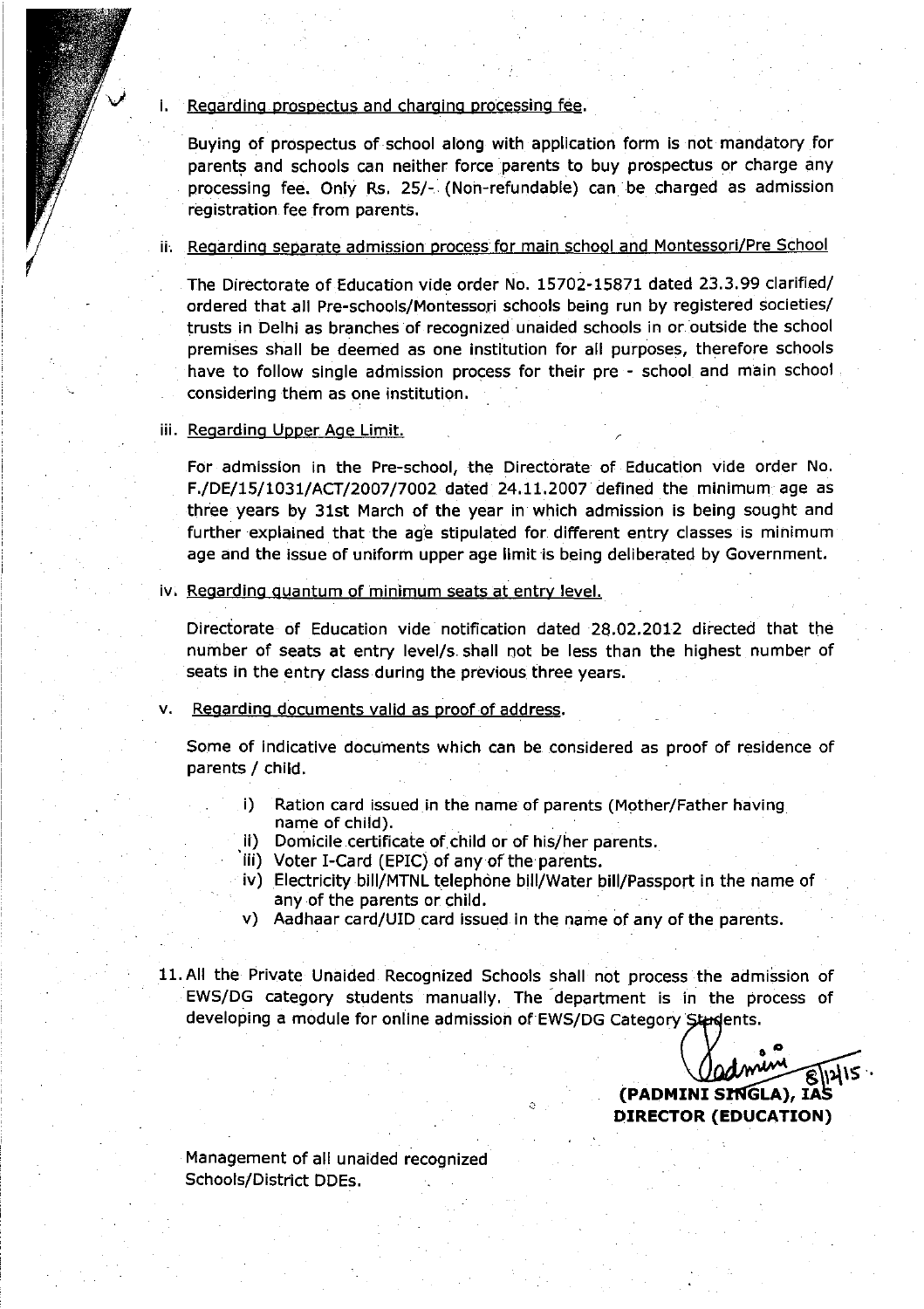i. Regarding prospectus and charging processing fee.

   Buying of prospectus of school along with application form is not mandatory for parents and schools can neither force parents to buy prospectus or charge any processing fee. Only Rs. 25/- (Non-refundable) can be charged as admission registration fee from parents.

ii. Regarding separate admission process for main school and Montessori/Pre School

   The Directorate of Education vide order No. 15702-15871 dated 23.3.99 clarified/ ordered that all Pre-schools/Montessori schools being run by registered societies/ trusts in Delhi as branches of recognized unaided schools in or outside the school premises shall be deemed as one institution for all purposes, therefore schools have to follow single admission process for their pre - school and main school considering them as one institution.

iii. Regarding Upper Age Limit.

   For admission in the Pre-school, the Directorate of Education vide order No. F./DE/15/1031/ACT/2007/7002 dated 24.11.2007 defined the minimum age as three years by 31st March of the year in which admission is being sought and further explained that the age stipulated for different entry classes is minimum age and the issue of uniform upper age limit is being deliberated by Government.

iv. Regarding quantum of minimum seats at entry level.

   Directorate of Education vide notification dated 28.02.2012 directed that the number of seats at entry level/s shall not be less than the highest number of seats in the entry class during the previous three years.

v. Regarding documents valid as proof of address.

   Some of indicative documents which can be considered as proof of residence of parents / child.

   i) Ration card issued in the name of parents (Mother/Father having name of child).
   ii) Domicile certificate of child or of his/her parents.
   iii) Voter I-Card (EPIC) of any of the parents.
   iv) Electricity bill/MTNL telephone bill/Water bill/Passport in the name of any of the parents or child.
   v) Aadhaar card/UID card issued in the name of any of the parents.

11. All the Private Unaided Recognized Schools shall not process the admission of EWS/DG category students manually. The department is in the process of developing a module for online admission of EWS/DG Category Students.

Padmini 8/12/15

**(PADMINI SINGLA), IAS**
**DIRECTOR (EDUCATION)**

Management of all unaided recognized Schools/District DDEs.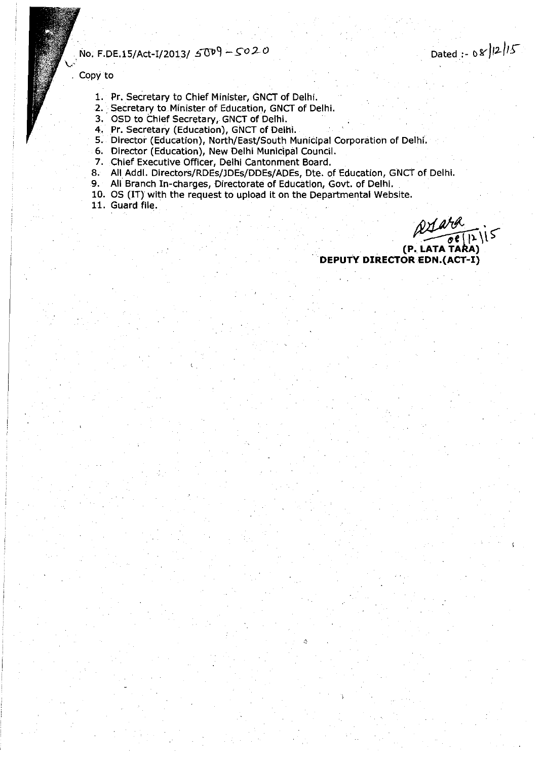No. F.DE.15/Act-I/2013/ 5009 – 5020

Dated :- 08/12/15

Copy to

1. Pr. Secretary to Chief Minister, GNCT of Delhi.
2. Secretary to Minister of Education, GNCT of Delhi.
3. OSD to Chief Secretary, GNCT of Delhi.
4. Pr. Secretary (Education), GNCT of Delhi.
5. Director (Education), North/East/South Municipal Corporation of Delhi.
6. Director (Education), New Delhi Municipal Council.
7. Chief Executive Officer, Delhi Cantonment Board.
8. All Addl. Directors/RDEs/JDEs/DDEs/ADEs, Dte. of Education, GNCT of Delhi.
9. All Branch In-charges, Directorate of Education, Govt. of Delhi.
10. OS (IT) with the request to upload it on the Departmental Website.
11. Guard file.

08/12/15

**(P. LATA TARA)**
**DEPUTY DIRECTOR EDN.(ACT-I)**